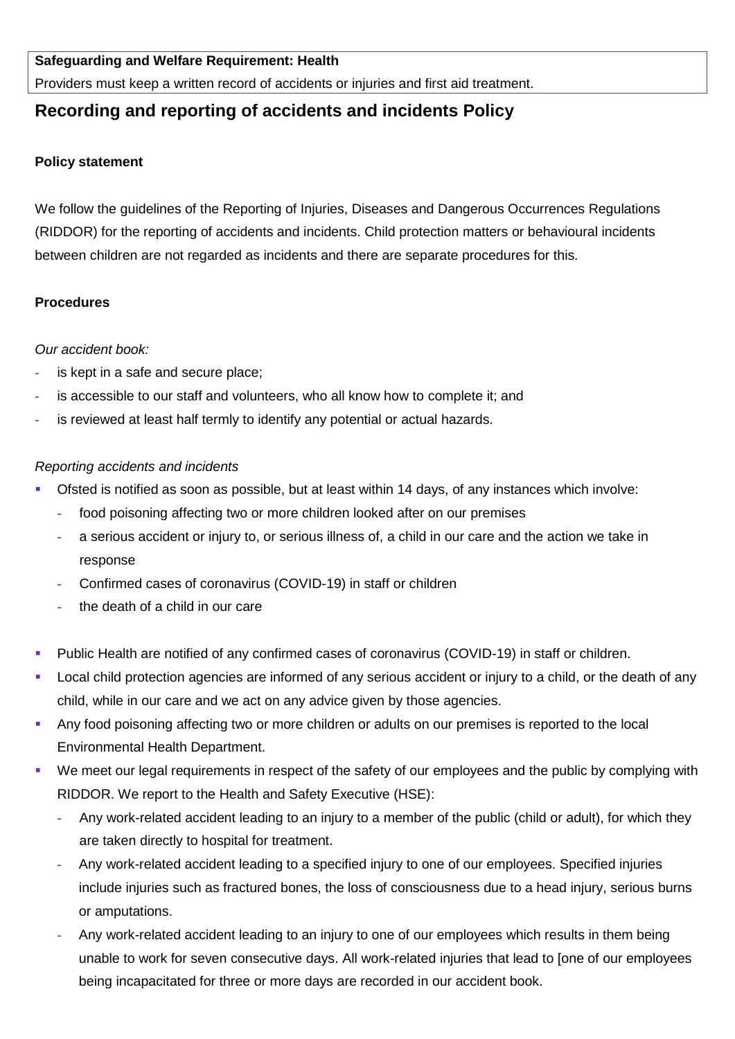**Safeguarding and Welfare Requirement: Health**

Providers must keep a written record of accidents or injuries and first aid treatment.

## Recording and reporting of accidents and incidents Policy

**Policy statement**

We follow the guidelines of the Reporting of Injuries, Diseases and Dangerous Occurrences Regulations (RIDDOR) for the reporting of accidents and incidents. Child protection matters or behavioural incidents between children are not regarded as incidents and there are separate procedures for this.

**Procedures**

*Our accident book:*

- is kept in a safe and secure place;
- is accessible to our staff and volunteers, who all know how to complete it; and
- is reviewed at least half termly to identify any potential or actual hazards.

*Reporting accidents and incidents*

- Ofsted is notified as soon as possible, but at least within 14 days, of any instances which involve:
  - food poisoning affecting two or more children looked after on our premises
  - a serious accident or injury to, or serious illness of, a child in our care and the action we take in response
  - Confirmed cases of coronavirus (COVID-19) in staff or children
  - the death of a child in our care
- Public Health are notified of any confirmed cases of coronavirus (COVID-19) in staff or children.
- Local child protection agencies are informed of any serious accident or injury to a child, or the death of any child, while in our care and we act on any advice given by those agencies.
- Any food poisoning affecting two or more children or adults on our premises is reported to the local Environmental Health Department.
- We meet our legal requirements in respect of the safety of our employees and the public by complying with RIDDOR. We report to the Health and Safety Executive (HSE):
  - Any work-related accident leading to an injury to a member of the public (child or adult), for which they are taken directly to hospital for treatment.
  - Any work-related accident leading to a specified injury to one of our employees. Specified injuries include injuries such as fractured bones, the loss of consciousness due to a head injury, serious burns or amputations.
  - Any work-related accident leading to an injury to one of our employees which results in them being unable to work for seven consecutive days. All work-related injuries that lead to [one of our employees being incapacitated for three or more days are recorded in our accident book.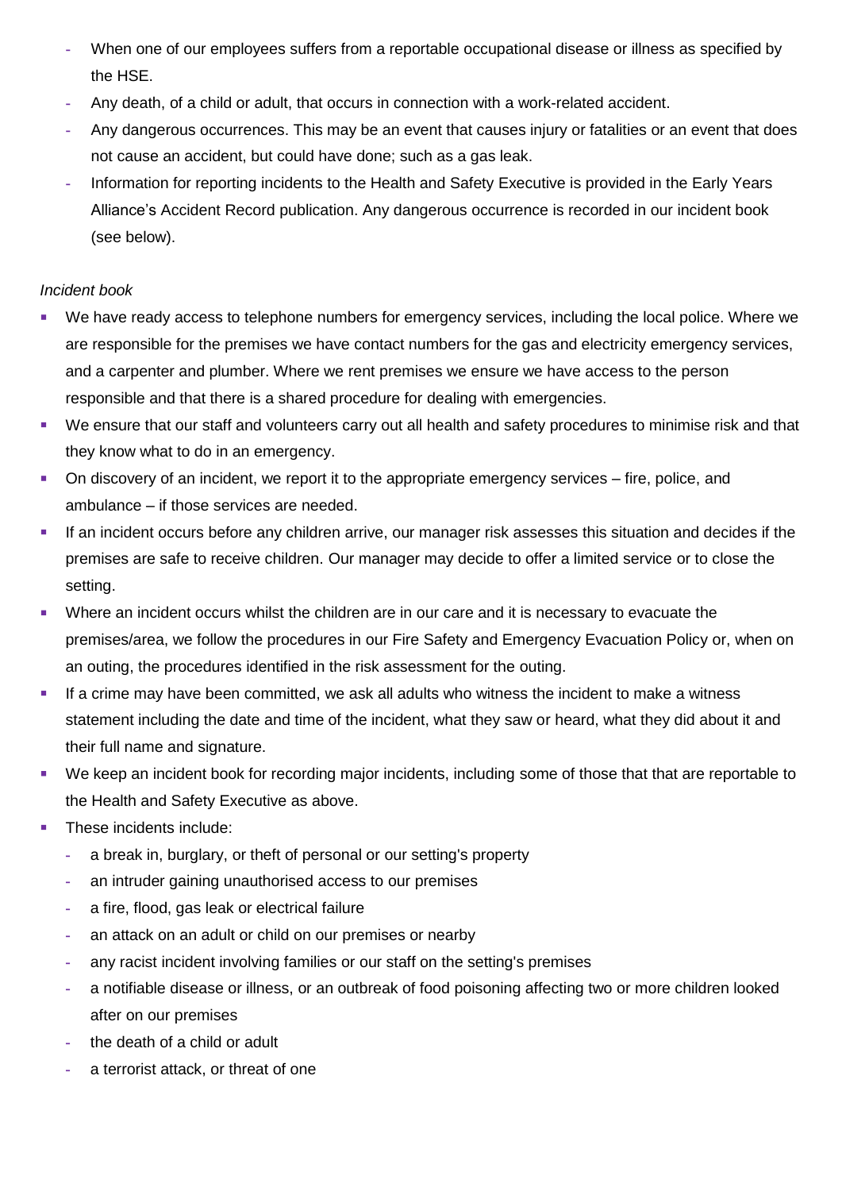- When one of our employees suffers from a reportable occupational disease or illness as specified by the HSE.
- Any death, of a child or adult, that occurs in connection with a work-related accident.
- Any dangerous occurrences. This may be an event that causes injury or fatalities or an event that does not cause an accident, but could have done; such as a gas leak.
- Information for reporting incidents to the Health and Safety Executive is provided in the Early Years Alliance's Accident Record publication. Any dangerous occurrence is recorded in our incident book (see below).

*Incident book*

- We have ready access to telephone numbers for emergency services, including the local police. Where we are responsible for the premises we have contact numbers for the gas and electricity emergency services, and a carpenter and plumber. Where we rent premises we ensure we have access to the person responsible and that there is a shared procedure for dealing with emergencies.
- We ensure that our staff and volunteers carry out all health and safety procedures to minimise risk and that they know what to do in an emergency.
- On discovery of an incident, we report it to the appropriate emergency services – fire, police, and ambulance – if those services are needed.
- If an incident occurs before any children arrive, our manager risk assesses this situation and decides if the premises are safe to receive children. Our manager may decide to offer a limited service or to close the setting.
- Where an incident occurs whilst the children are in our care and it is necessary to evacuate the premises/area, we follow the procedures in our Fire Safety and Emergency Evacuation Policy or, when on an outing, the procedures identified in the risk assessment for the outing.
- If a crime may have been committed, we ask all adults who witness the incident to make a witness statement including the date and time of the incident, what they saw or heard, what they did about it and their full name and signature.
- We keep an incident book for recording major incidents, including some of those that that are reportable to the Health and Safety Executive as above.
- These incidents include:
  - a break in, burglary, or theft of personal or our setting's property
  - an intruder gaining unauthorised access to our premises
  - a fire, flood, gas leak or electrical failure
  - an attack on an adult or child on our premises or nearby
  - any racist incident involving families or our staff on the setting's premises
  - a notifiable disease or illness, or an outbreak of food poisoning affecting two or more children looked after on our premises
  - the death of a child or adult
  - a terrorist attack, or threat of one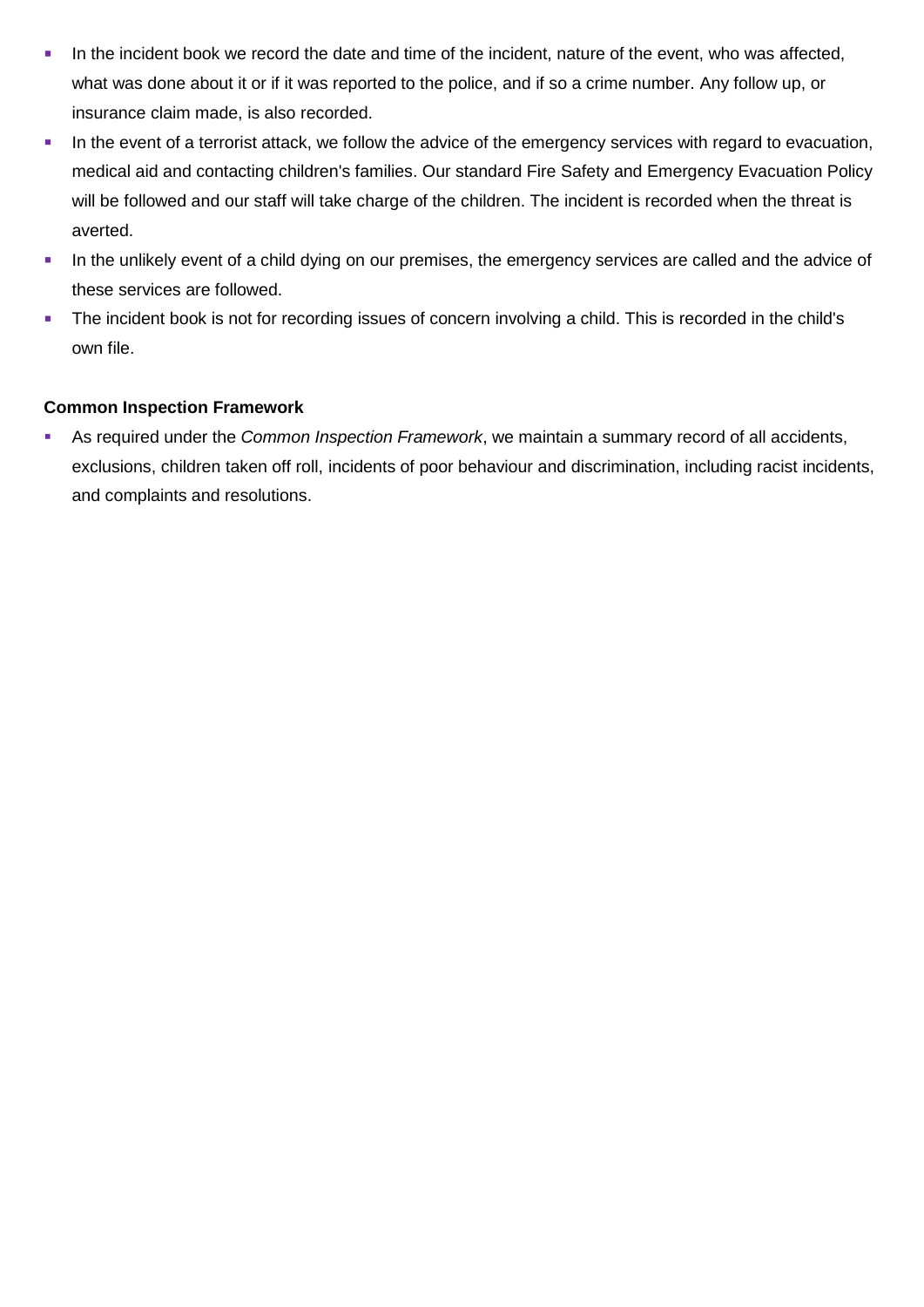- In the incident book we record the date and time of the incident, nature of the event, who was affected, what was done about it or if it was reported to the police, and if so a crime number. Any follow up, or insurance claim made, is also recorded.
- In the event of a terrorist attack, we follow the advice of the emergency services with regard to evacuation, medical aid and contacting children's families. Our standard Fire Safety and Emergency Evacuation Policy will be followed and our staff will take charge of the children. The incident is recorded when the threat is averted.
- In the unlikely event of a child dying on our premises, the emergency services are called and the advice of these services are followed.
- The incident book is not for recording issues of concern involving a child. This is recorded in the child's own file.

**Common Inspection Framework**

- As required under the *Common Inspection Framework*, we maintain a summary record of all accidents, exclusions, children taken off roll, incidents of poor behaviour and discrimination, including racist incidents, and complaints and resolutions.